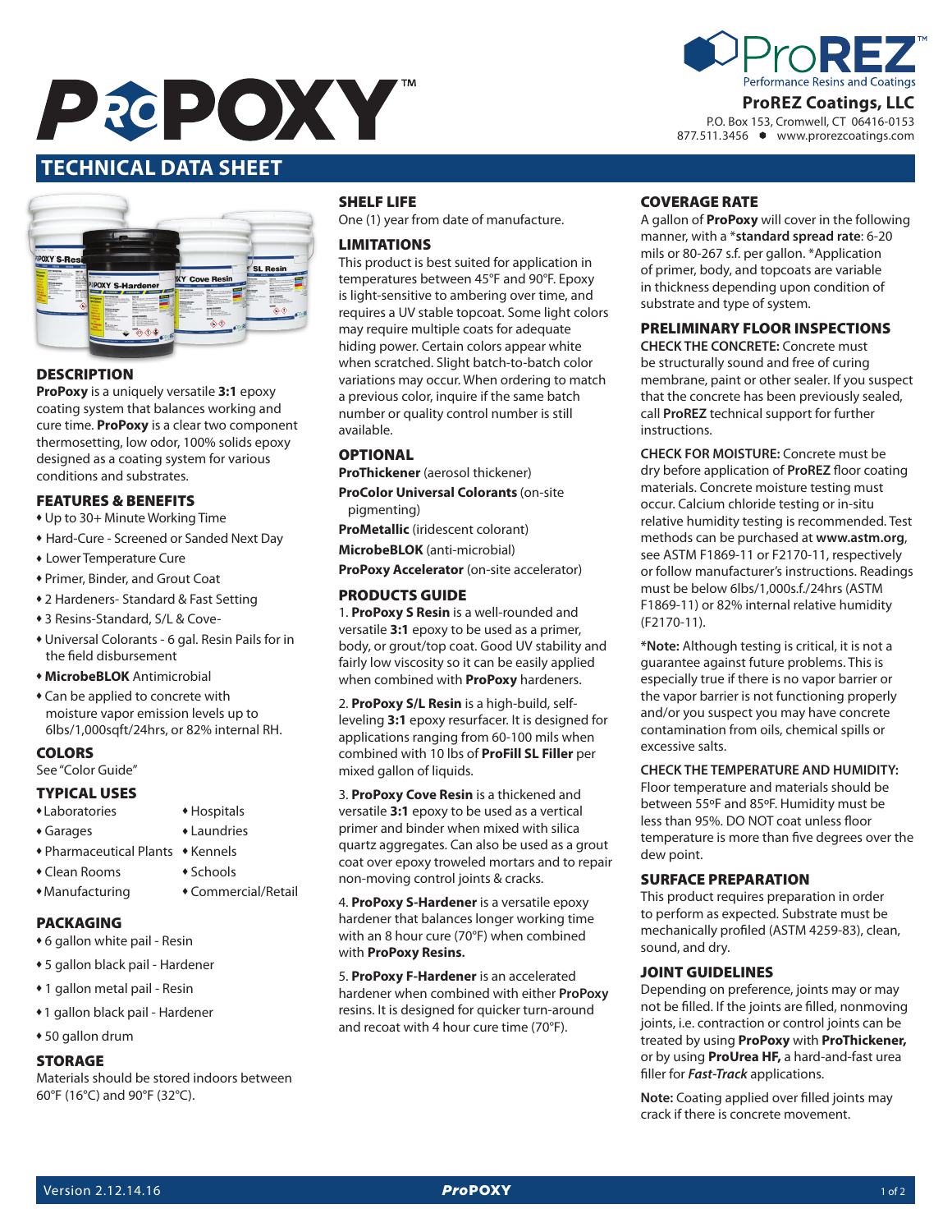# PROPOXY™

**ProREZ™**
Performance Resins and Coatings

**ProREZ Coatings, LLC**
P.O. Box 153, Cromwell, CT 06416-0153
877.511.3456 • www.prorezcoatings.com

## TECHNICAL DATA SHEET

### DESCRIPTION

**ProPoxy** is a uniquely versatile **3:1** epoxy coating system that balances working and cure time. **ProPoxy** is a clear two component thermosetting, low odor, 100% solids epoxy designed as a coating system for various conditions and substrates.

### FEATURES & BENEFITS

- Up to 30+ Minute Working Time
- Hard-Cure - Screened or Sanded Next Day
- Lower Temperature Cure
- Primer, Binder, and Grout Coat
- 2 Hardeners- Standard & Fast Setting
- 3 Resins-Standard, S/L & Cove-
- Universal Colorants - 6 gal. Resin Pails for in the field disbursement
- **MicrobeBLOK** Antimicrobial
- Can be applied to concrete with moisture vapor emission levels up to 6lbs/1,000sqft/24hrs, or 82% internal RH.

### COLORS

See "Color Guide"

### TYPICAL USES

- Laboratories
- Garages
- Pharmaceutical Plants
- Clean Rooms
- Manufacturing
- Hospitals
- Laundries
- Kennels
- Schools
- Commercial/Retail

### PACKAGING

- 6 gallon white pail - Resin
- 5 gallon black pail - Hardener
- 1 gallon metal pail - Resin
- 1 gallon black pail - Hardener
- 50 gallon drum

### STORAGE

Materials should be stored indoors between 60°F (16°C) and 90°F (32°C).

### SHELF LIFE

One (1) year from date of manufacture.

### LIMITATIONS

This product is best suited for application in temperatures between 45°F and 90°F. Epoxy is light-sensitive to ambering over time, and requires a UV stable topcoat. Some light colors may require multiple coats for adequate hiding power. Certain colors appear white when scratched. Slight batch-to-batch color variations may occur. When ordering to match a previous color, inquire if the same batch number or quality control number is still available.

### OPTIONAL

**ProThickener** (aerosol thickener)

**ProColor Universal Colorants** (on-site pigmenting)

**ProMetallic** (iridescent colorant)

**MicrobeBLOK** (anti-microbial)

**ProPoxy Accelerator** (on-site accelerator)

### PRODUCTS GUIDE

1. **ProPoxy S Resin** is a well-rounded and versatile **3:1** epoxy to be used as a primer, body, or grout/top coat. Good UV stability and fairly low viscosity so it can be easily applied when combined with **ProPoxy** hardeners.

2. **ProPoxy S/L Resin** is a high-build, self-leveling **3:1** epoxy resurfacer. It is designed for applications ranging from 60-100 mils when combined with 10 lbs of **ProFill SL Filler** per mixed gallon of liquids.

3. **ProPoxy Cove Resin** is a thickened and versatile **3:1** epoxy to be used as a vertical primer and binder when mixed with silica quartz aggregates. Can also be used as a grout coat over epoxy troweled mortars and to repair non-moving control joints & cracks.

4. **ProPoxy S-Hardener** is a versatile epoxy hardener that balances longer working time with an 8 hour cure (70°F) when combined with **ProPoxy Resins.**

5. **ProPoxy F-Hardener** is an accelerated hardener when combined with either **ProPoxy** resins. It is designed for quicker turn-around and recoat with 4 hour cure time (70°F).

### COVERAGE RATE

A gallon of **ProPoxy** will cover in the following manner, with a ***standard spread rate**: 6-20 mils or 80-267 s.f. per gallon. *Application of primer, body, and topcoats are variable in thickness depending upon condition of substrate and type of system.

### PRELIMINARY FLOOR INSPECTIONS

**CHECK THE CONCRETE:** Concrete must be structurally sound and free of curing membrane, paint or other sealer. If you suspect that the concrete has been previously sealed, call **ProREZ** technical support for further instructions.

**CHECK FOR MOISTURE:** Concrete must be dry before application of **ProREZ** floor coating materials. Concrete moisture testing must occur. Calcium chloride testing or in-situ relative humidity testing is recommended. Test methods can be purchased at **www.astm.org**, see ASTM F1869-11 or F2170-11, respectively or follow manufacturer's instructions. Readings must be below 6lbs/1,000s.f./24hrs (ASTM F1869-11) or 82% internal relative humidity (F2170-11).

***Note:** Although testing is critical, it is not a guarantee against future problems. This is especially true if there is no vapor barrier or the vapor barrier is not functioning properly and/or you suspect you may have concrete contamination from oils, chemical spills or excessive salts.

**CHECK THE TEMPERATURE AND HUMIDITY:** Floor temperature and materials should be between 55ºF and 85ºF. Humidity must be less than 95%. DO NOT coat unless floor temperature is more than five degrees over the dew point.

### SURFACE PREPARATION

This product requires preparation in order to perform as expected. Substrate must be mechanically profiled (ASTM 4259-83), clean, sound, and dry.

### JOINT GUIDELINES

Depending on preference, joints may or may not be filled. If the joints are filled, nonmoving joints, i.e. contraction or control joints can be treated by using **ProPoxy** with **ProThickener,** or by using **ProUrea HF,** a hard-and-fast urea filler for ***Fast-Track*** applications.

**Note:** Coating applied over filled joints may crack if there is concrete movement.

Version 2.12.14.16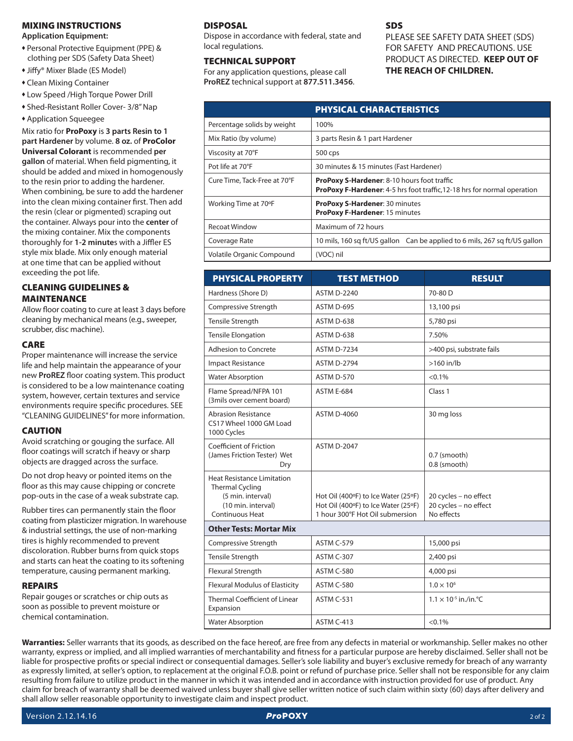## MIXING INSTRUCTIONS

**Application Equipment:**

- Personal Protective Equipment (PPE) & clothing per SDS (Safety Data Sheet)
- Jiffy® Mixer Blade (ES Model)
- Clean Mixing Container
- Low Speed /High Torque Power Drill
- Shed-Resistant Roller Cover- 3/8" Nap
- Application Squeegee

Mix ratio for **ProPoxy** is **3 parts Resin to 1 part Hardener** by volume. **8 oz.** of **ProColor Universal Colorant** is recommended **per gallon** of material. When field pigmenting, it should be added and mixed in homogenously to the resin prior to adding the hardener. When combining, be sure to add the hardener into the clean mixing container first. Then add the resin (clear or pigmented) scraping out the container. Always pour into the **center** of the mixing container. Mix the components thoroughly for **1-2 minute**s with a Jiffler ES style mix blade. Mix only enough material at one time that can be applied without exceeding the pot life.

## CLEANING GUIDELINES & MAINTENANCE

Allow floor coating to cure at least 3 days before cleaning by mechanical means (e.g., sweeper, scrubber, disc machine).

## CARE

Proper maintenance will increase the service life and help maintain the appearance of your new **ProREZ** floor coating system. This product is considered to be a low maintenance coating system, however, certain textures and service environments require specific procedures. SEE "CLEANING GUIDELINES" for more information.

## CAUTION

Avoid scratching or gouging the surface. All floor coatings will scratch if heavy or sharp objects are dragged across the surface.

Do not drop heavy or pointed items on the floor as this may cause chipping or concrete pop-outs in the case of a weak substrate cap.

Rubber tires can permanently stain the floor coating from plasticizer migration. In warehouse & industrial settings, the use of non-marking tires is highly recommended to prevent discoloration. Rubber burns from quick stops and starts can heat the coating to its softening temperature, causing permanent marking.

## REPAIRS

Repair gouges or scratches or chip outs as soon as possible to prevent moisture or chemical contamination.

## DISPOSAL

Dispose in accordance with federal, state and local regulations.

## TECHNICAL SUPPORT

For any application questions, please call **ProREZ** technical support at **877.511.3456**.

## SDS

PLEASE SEE SAFETY DATA SHEET (SDS) FOR SAFETY AND PRECAUTIONS. USE PRODUCT AS DIRECTED. **KEEP OUT OF THE REACH OF CHILDREN.**

| PHYSICAL CHARACTERISTICS | |
|---|---|
| Percentage solids by weight | 100% |
| Mix Ratio (by volume) | 3 parts Resin & 1 part Hardener |
| Viscosity at 70°F | 500 cps |
| Pot life at 70°F | 30 minutes & 15 minutes (Fast Hardener) |
| Cure Time, Tack-Free at 70°F | **ProPoxy S-Hardener**: 8-10 hours foot traffic<br>**ProPoxy F-Hardener**: 4-5 hrs foot traffic,12-18 hrs for normal operation |
| Working Time at 70ºF | **ProPoxy S-Hardener**: 30 minutes<br>**ProPoxy F-Hardener**: 15 minutes |
| Recoat Window | Maximum of 72 hours |
| Coverage Rate | 10 mils, 160 sq ft/US gallon Can be applied to 6 mils, 267 sq ft/US gallon |
| Volatile Organic Compound | (VOC) nil |

| PHYSICAL PROPERTY | TEST METHOD | RESULT |
|---|---|---|
| Hardness (Shore D) | ASTM D-2240 | 70-80 D |
| Compressive Strength | ASTM D-695 | 13,100 psi |
| Tensile Strength | ASTM D-638 | 5,780 psi |
| Tensile Elongation | ASTM D-638 | 7.50% |
| Adhesion to Concrete | ASTM D-7234 | >400 psi, substrate fails |
| Impact Resistance | ASTM D-2794 | >160 in/lb |
| Water Absorption | ASTM D-570 | <0.1% |
| Flame Spread/NFPA 101 (3mils over cement board) | ASTM E-684 | Class 1 |
| Abrasion Resistance CS17 Wheel 1000 GM Load 1000 Cycles | ASTM D-4060 | 30 mg loss |
| Coefficient of Friction (James Friction Tester) Wet<br>Dry | ASTM D-2047 | 0.7 (smooth)<br>0.8 (smooth) |
| Heat Resistance Limitation<br>Thermal Cycling<br>(5 min. interval)<br>(10 min. interval)<br>Continuous Heat | Hot Oil (400ºF) to Ice Water (25ºF)<br>Hot Oil (400ºF) to Ice Water (25ºF)<br>1 hour 300°F Hot Oil submersion | 20 cycles – no effect<br>20 cycles – no effect<br>No effects |
| **Other Tests: Mortar Mix** | | |
| Compressive Strength | ASTM C-579 | 15,000 psi |
| Tensile Strength | ASTM C-307 | 2,400 psi |
| Flexural Strength | ASTM C-580 | 4,000 psi |
| Flexural Modulus of Elasticity | ASTM C-580 | $1.0 \times 10^6$ |
| Thermal Coefficient of Linear Expansion | ASTM C-531 | $1.1 \times 10^{-5}$ in./in.°C |
| Water Absorption | ASTM C-413 | <0.1% |

**Warranties:** Seller warrants that its goods, as described on the face hereof, are free from any defects in material or workmanship. Seller makes no other warranty, express or implied, and all implied warranties of merchantability and fitness for a particular purpose are hereby disclaimed. Seller shall not be liable for prospective profits or special indirect or consequential damages. Seller's sole liability and buyer's exclusive remedy for breach of any warranty as expressly limited, at seller's option, to replacement at the original F.O.B. point or refund of purchase price. Seller shall not be responsible for any claim resulting from failure to utilize product in the manner in which it was intended and in accordance with instruction provided for use of product. Any claim for breach of warranty shall be deemed waived unless buyer shall give seller written notice of such claim within sixty (60) days after delivery and shall allow seller reasonable opportunity to investigate claim and inspect product.

Version 2.12.14.16